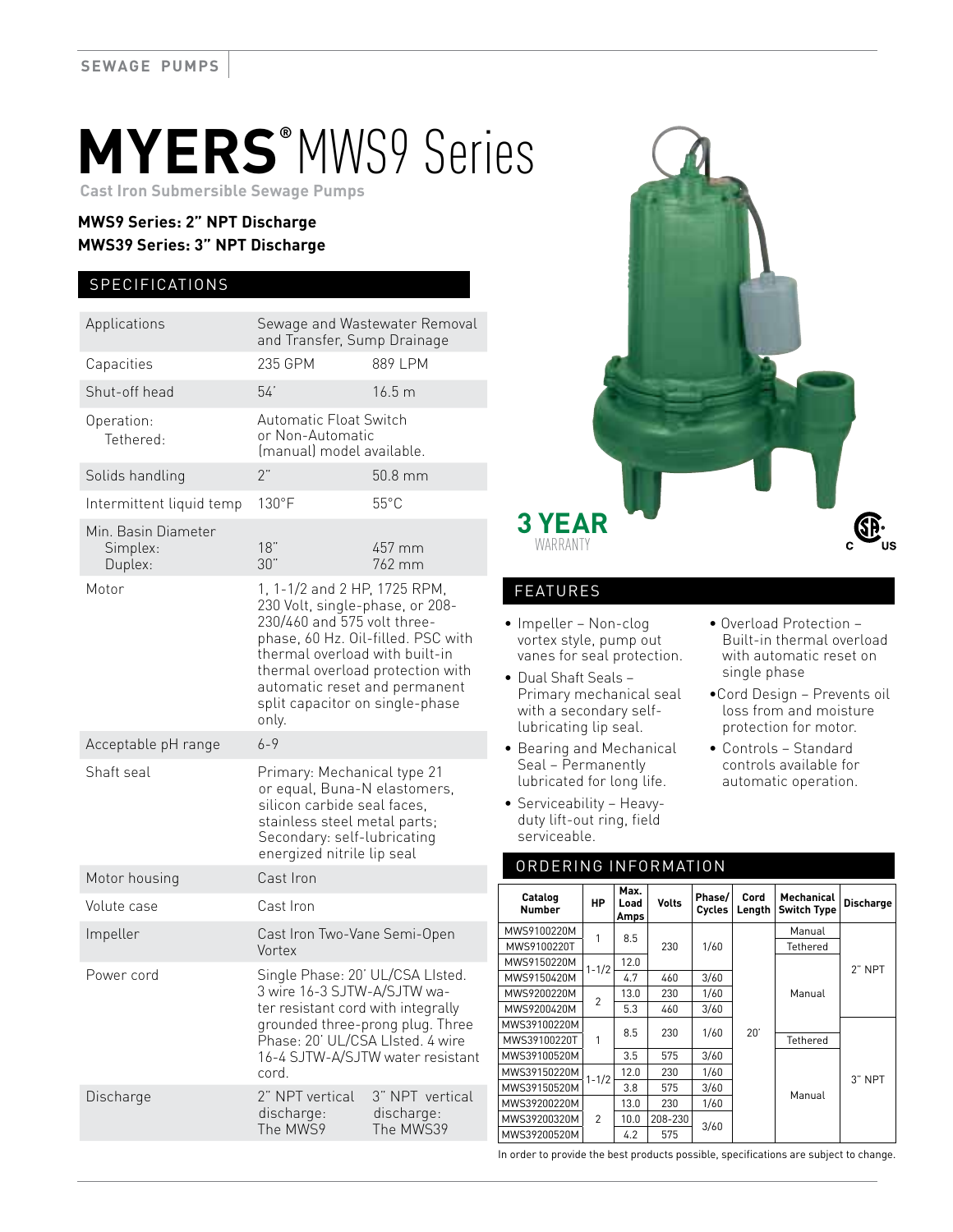SEWAGE PUMPS

# MYERS® MWS9 Series

**Cast Iron Submersible Sewage Pumps**

**MWS9 Series: 2" NPT Discharge**
**MWS39 Series: 3" NPT Discharge**

## SPECIFICATIONS

| | | |
|---|---|---|
| Applications | Sewage and Wastewater Removal and Transfer, Sump Drainage | |
| Capacities | 235 GPM | 889 LPM |
| Shut-off head | 54' | 16.5 m |
| Operation: Tethered: | Automatic Float Switch or Non-Automatic (manual) model available. | |
| Solids handling | 2" | 50.8 mm |
| Intermittent liquid temp | 130°F | 55°C |
| Min. Basin Diameter Simplex: Duplex: | 18" 30" | 457 mm 762 mm |
| Motor | 1, 1-1/2 and 2 HP, 1725 RPM, 230 Volt, single-phase, or 208-230/460 and 575 volt three-phase, 60 Hz. Oil-filled. PSC with thermal overload with built-in thermal overload protection with automatic reset and permanent split capacitor on single-phase only. | |
| Acceptable pH range | 6-9 | |
| Shaft seal | Primary: Mechanical type 21 or equal, Buna-N elastomers, silicon carbide seal faces, stainless steel metal parts; Secondary: self-lubricating energized nitrile lip seal | |
| Motor housing | Cast Iron | |
| Volute case | Cast Iron | |
| Impeller | Cast Iron Two-Vane Semi-Open Vortex | |
| Power cord | Single Phase: 20' UL/CSA LIsted. 3 wire 16-3 SJTW-A/SJTW water resistant cord with integrally grounded three-prong plug. Three Phase: 20' UL/CSA LIsted. 4 wire 16-4 SJTW-A/SJTW water resistant cord. | |
| Discharge | 2" NPT vertical discharge: The MWS9 | 3" NPT vertical discharge: The MWS39 |

**3 YEAR** WARRANTY

## FEATURES

- Impeller – Non-clog vortex style, pump out vanes for seal protection.
- Dual Shaft Seals – Primary mechanical seal with a secondary self-lubricating lip seal.
- Bearing and Mechanical Seal – Permanently lubricated for long life.
- Serviceability – Heavy-duty lift-out ring, field serviceable.
- Overload Protection – Built-in thermal overload with automatic reset on single phase
- Cord Design – Prevents oil loss from and moisture protection for motor.
- Controls – Standard controls available for automatic operation.

## ORDERING INFORMATION

| Catalog Number | HP | Max. Load Amps | Volts | Phase/ Cycles | Cord Length | Mechanical Switch Type | Discharge |
|---|---|---|---|---|---|---|---|
| MWS9100220M | 1 | 8.5 | 230 | 1/60 | 20' | Manual | 2" NPT |
| MWS9100220T | | | | | | Tethered | |
| MWS9150220M | 1-1/2 | 12.0 | | | | Manual | |
| MWS9150420M | | 4.7 | 460 | 3/60 | | | |
| MWS9200220M | 2 | 13.0 | 230 | 1/60 | | | |
| MWS9200420M | | 5.3 | 460 | 3/60 | | | |
| MWS39100220M | 1 | 8.5 | 230 | 1/60 | | | 3" NPT |
| MWS39100220T | | | | | | Tethered | |
| MWS39100520M | | 3.5 | 575 | 3/60 | | Manual | |
| MWS39150220M | 1-1/2 | 12.0 | 230 | 1/60 | | | |
| MWS39150520M | | 3.8 | 575 | 3/60 | | | |
| MWS39200220M | 2 | 13.0 | 230 | 1/60 | | | |
| MWS39200320M | | 10.0 | 208-230 | 3/60 | | | |
| MWS39200520M | | 4.2 | 575 | | | | |

In order to provide the best products possible, specifications are subject to change.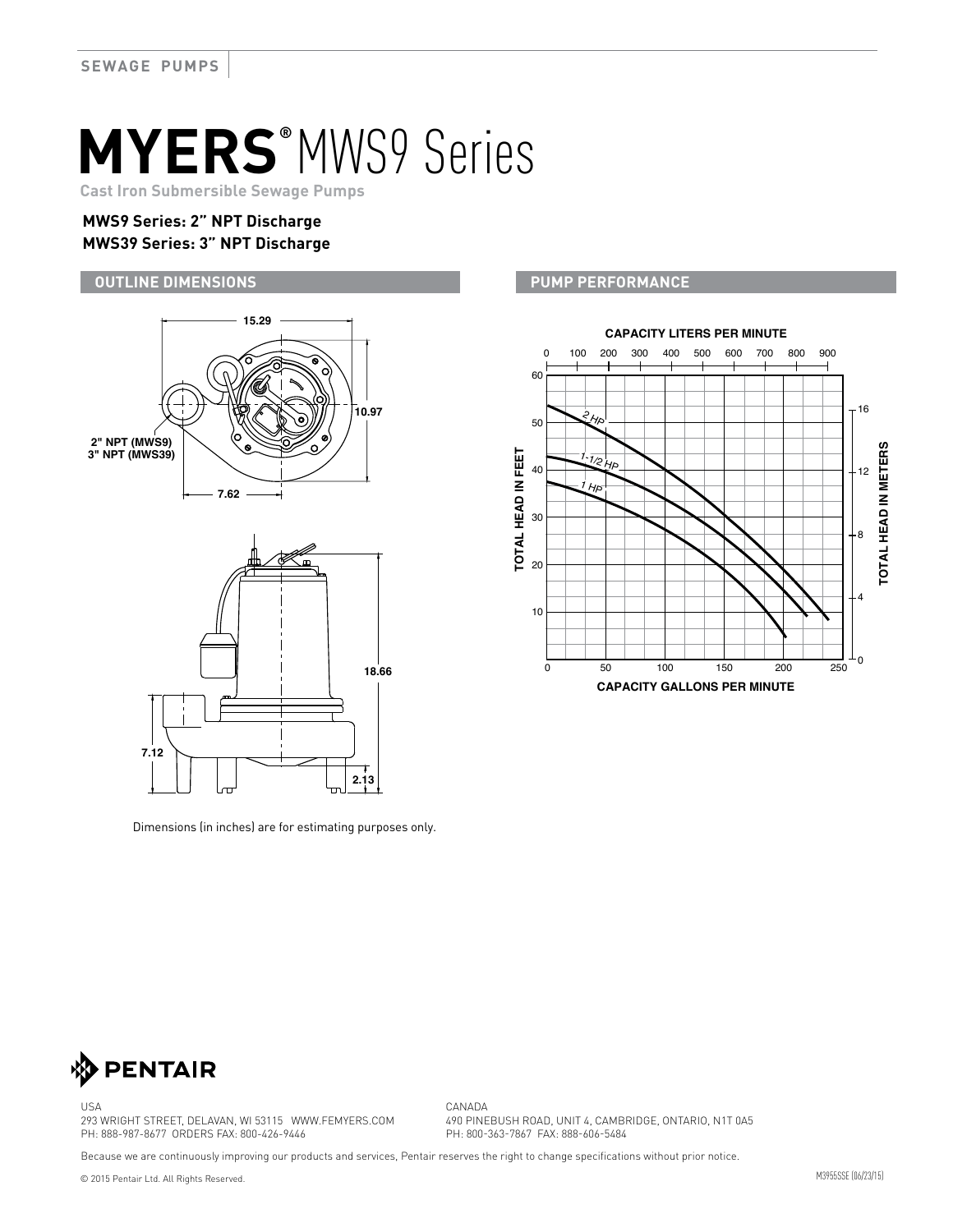# MYERS® MWS9 Series

**Cast Iron Submersible Sewage Pumps**

**MWS9 Series: 2" NPT Discharge**
**MWS39 Series: 3" NPT Discharge**

## OUTLINE DIMENSIONS

15.29
10.97
2" NPT (MWS9)
3" NPT (MWS39)
7.62
18.66
7.12
2.13

Dimensions (in inches) are for estimating purposes only.

## PUMP PERFORMANCE

CAPACITY LITERS PER MINUTE
0 100 200 300 400 500 600 700 800 900
TOTAL HEAD IN FEET
60 50 40 30 20 10
TOTAL HEAD IN METERS
16 12 8 4 0
2 HP
1-1/2 HP
1 HP
0 50 100 150 200 250
CAPACITY GALLONS PER MINUTE

**PENTAIR**

USA
293 WRIGHT STREET, DELAVAN, WI 53115 WWW.FEMYERS.COM
PH: 888-987-8677 ORDERS FAX: 800-426-9446

CANADA
490 PINEBUSH ROAD, UNIT 4, CAMBRIDGE, ONTARIO, N1T 0A5
PH: 800-363-7867 FAX: 888-606-5484

Because we are continuously improving our products and services, Pentair reserves the right to change specifications without prior notice.

© 2015 Pentair Ltd. All Rights Reserved.

M3955SSE (06/23/15)